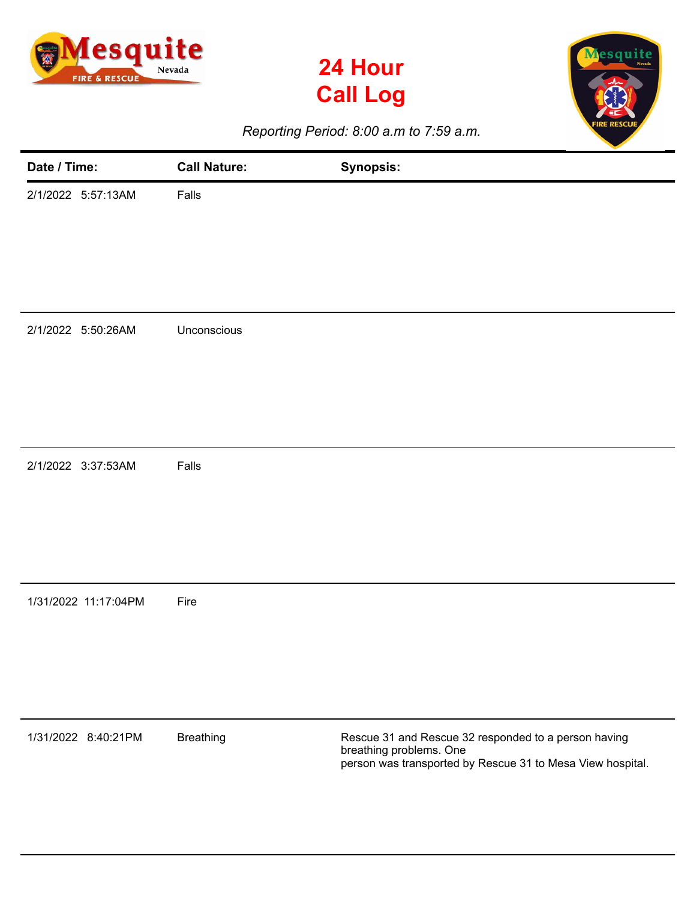# 24 Hour Call Log

*Reporting Period: 8:00 a.m to 7:59 a.m.*

| Date / Time: | Call Nature: | Synopsis: |
|---|---|---|
| 2/1/2022 5:57:13AM | Falls | |
| 2/1/2022 5:50:26AM | Unconscious | |
| 2/1/2022 3:37:53AM | Falls | |
| 1/31/2022 11:17:04PM | Fire | |
| 1/31/2022 8:40:21PM | Breathing | Rescue 31 and Rescue 32 responded to a person having breathing problems. One person was transported by Rescue 31 to Mesa View hospital. |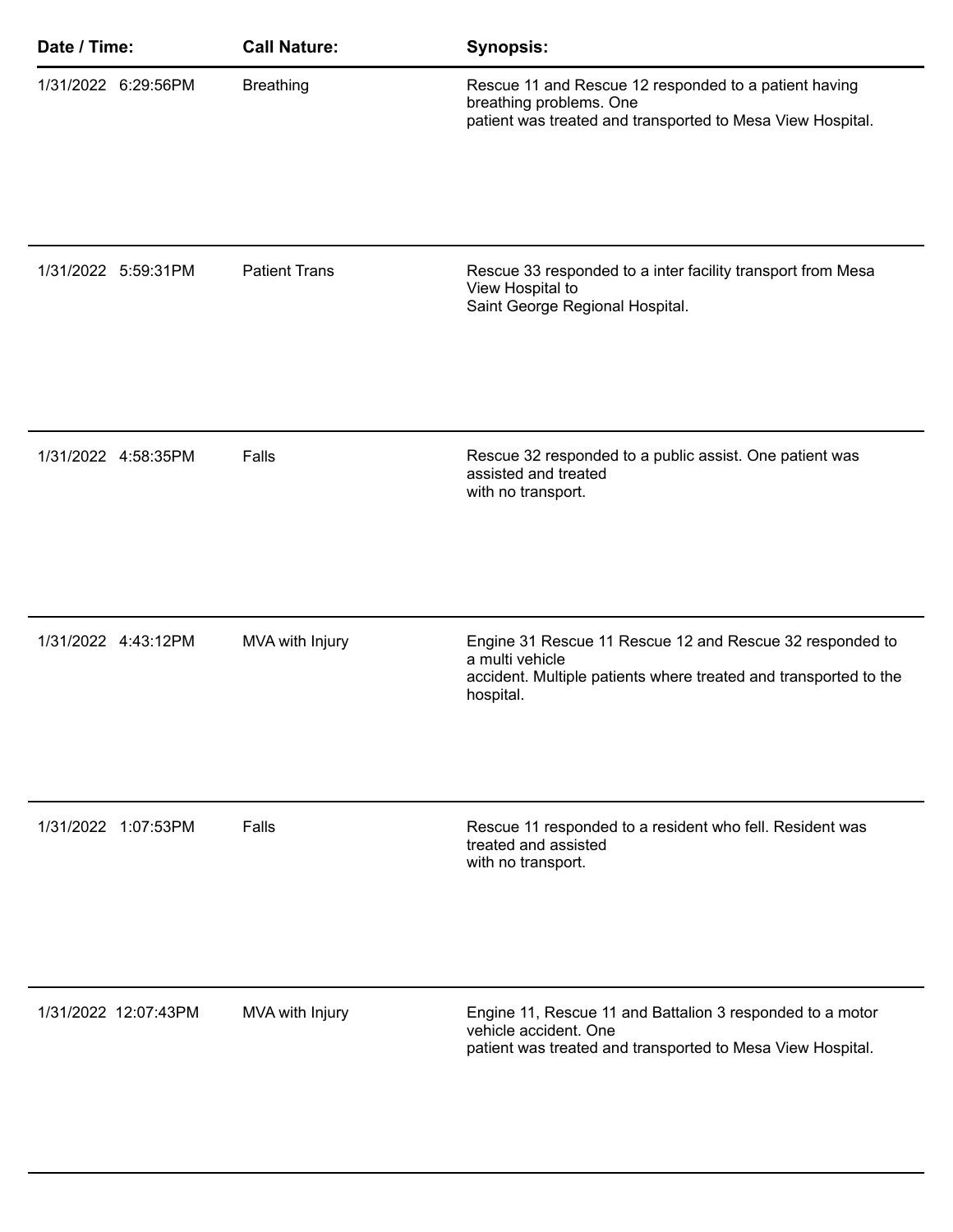| Date / Time: | Call Nature: | Synopsis: |
| --- | --- | --- |
| 1/31/2022 6:29:56PM | Breathing | Rescue 11 and Rescue 12 responded to a patient having breathing problems. One patient was treated and transported to Mesa View Hospital. |
| 1/31/2022 5:59:31PM | Patient Trans | Rescue 33 responded to a inter facility transport from Mesa View Hospital to Saint George Regional Hospital. |
| 1/31/2022 4:58:35PM | Falls | Rescue 32 responded to a public assist. One patient was assisted and treated with no transport. |
| 1/31/2022 4:43:12PM | MVA with Injury | Engine 31 Rescue 11 Rescue 12 and Rescue 32 responded to a multi vehicle accident. Multiple patients where treated and transported to the hospital. |
| 1/31/2022 1:07:53PM | Falls | Rescue 11 responded to a resident who fell. Resident was treated and assisted with no transport. |
| 1/31/2022 12:07:43PM | MVA with Injury | Engine 11, Rescue 11 and Battalion 3 responded to a motor vehicle accident. One patient was treated and transported to Mesa View Hospital. |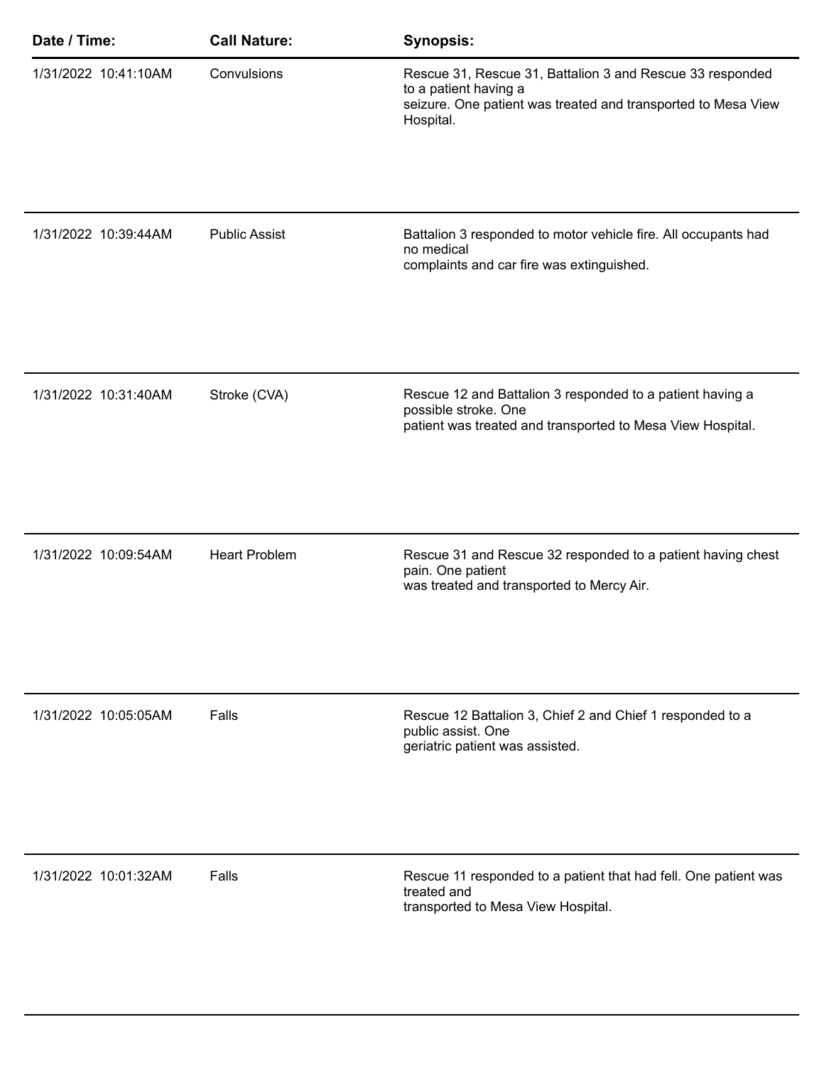| Date / Time: | Call Nature: | Synopsis: |
|---|---|---|
| 1/31/2022 10:41:10AM | Convulsions | Rescue 31, Rescue 31, Battalion 3 and Rescue 33 responded to a patient having a seizure. One patient was treated and transported to Mesa View Hospital. |
| 1/31/2022 10:39:44AM | Public Assist | Battalion 3 responded to motor vehicle fire. All occupants had no medical complaints and car fire was extinguished. |
| 1/31/2022 10:31:40AM | Stroke (CVA) | Rescue 12 and Battalion 3 responded to a patient having a possible stroke. One patient was treated and transported to Mesa View Hospital. |
| 1/31/2022 10:09:54AM | Heart Problem | Rescue 31 and Rescue 32 responded to a patient having chest pain. One patient was treated and transported to Mercy Air. |
| 1/31/2022 10:05:05AM | Falls | Rescue 12 Battalion 3, Chief 2 and Chief 1 responded to a public assist. One geriatric patient was assisted. |
| 1/31/2022 10:01:32AM | Falls | Rescue 11 responded to a patient that had fell. One patient was treated and transported to Mesa View Hospital. |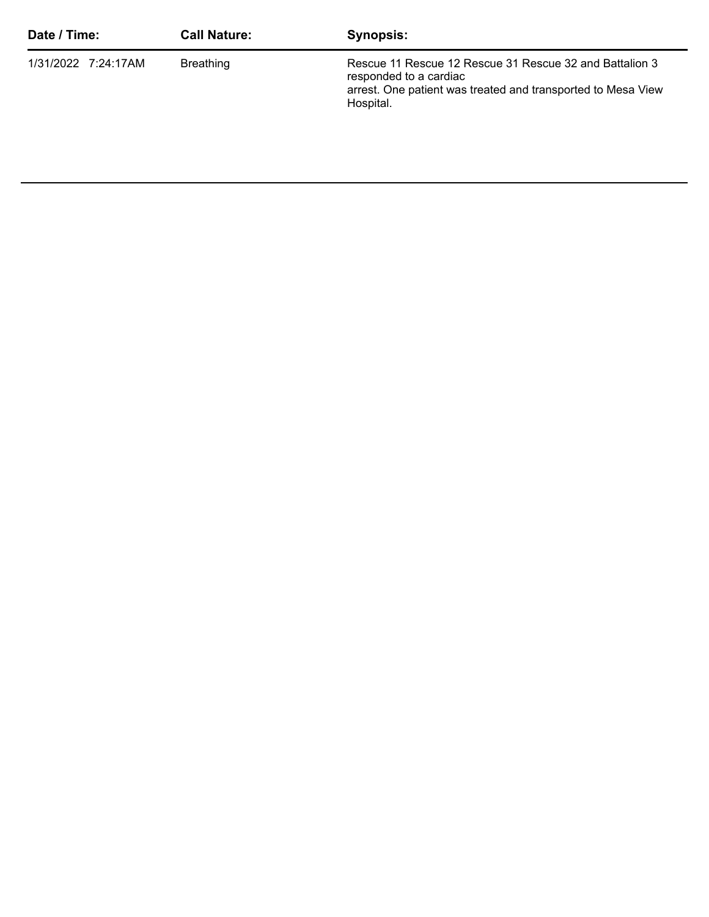| Date / Time: | Call Nature: | Synopsis: |
| --- | --- | --- |
| 1/31/2022 7:24:17AM | Breathing | Rescue 11 Rescue 12 Rescue 31 Rescue 32 and Battalion 3 responded to a cardiac arrest. One patient was treated and transported to Mesa View Hospital. |